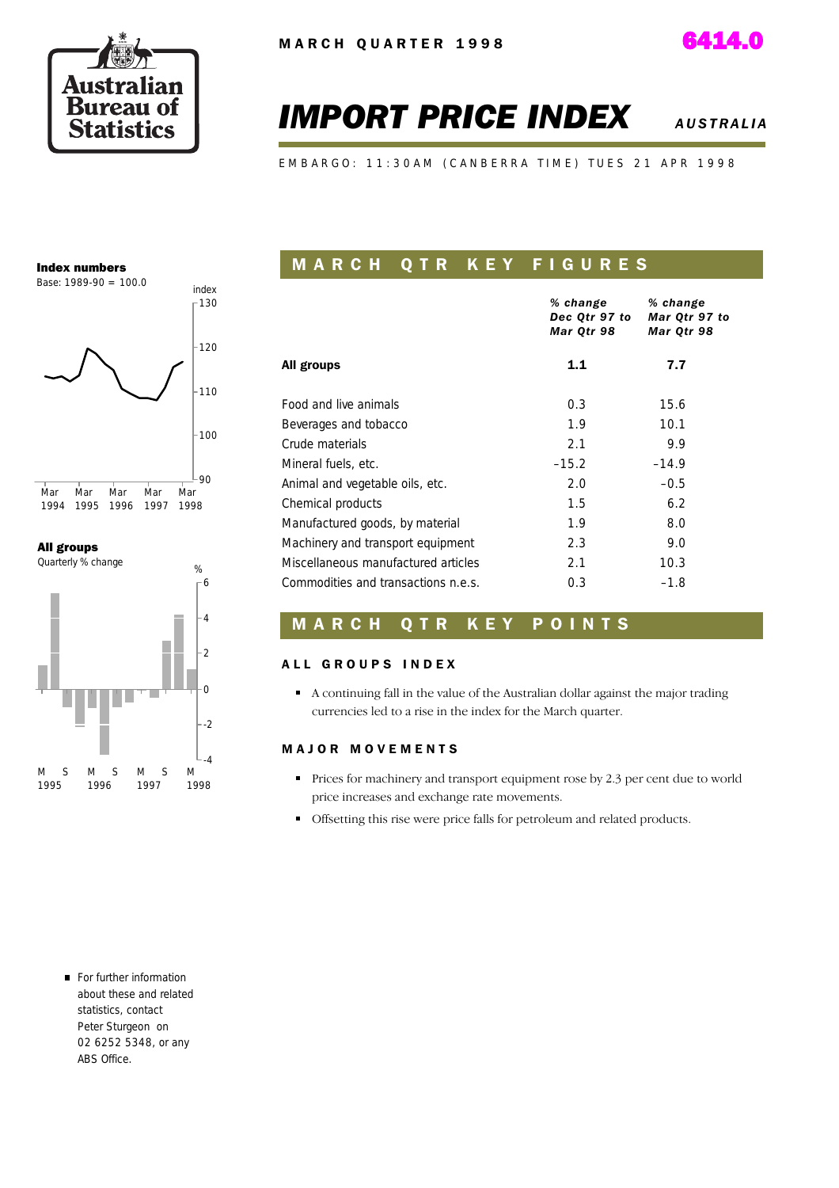MARCH QUARTER 1998

6414.0

# IMPORT PRICE INDEX

AUSTRALIA

EMBARGO: 11:30AM (CANBERRA TIME) TUES 21 APR 1998

**Index numbers**
Base: 1989-90 = 100.0

**All groups**
Quarterly % change

## MARCH QTR KEY FIGURES

| | % change Dec Qtr 97 to Mar Qtr 98 | % change Mar Qtr 97 to Mar Qtr 98 |
|---|---|---|
| **All groups** | **1.1** | **7.7** |
| Food and live animals | 0.3 | 15.6 |
| Beverages and tobacco | 1.9 | 10.1 |
| Crude materials | 2.1 | 9.9 |
| Mineral fuels, etc. | –15.2 | –14.9 |
| Animal and vegetable oils, etc. | 2.0 | –0.5 |
| Chemical products | 1.5 | 6.2 |
| Manufactured goods, by material | 1.9 | 8.0 |
| Machinery and transport equipment | 2.3 | 9.0 |
| Miscellaneous manufactured articles | 2.1 | 10.3 |
| Commodities and transactions n.e.s. | 0.3 | –1.8 |

## MARCH QTR KEY POINTS

### ALL GROUPS INDEX

- A continuing fall in the value of the Australian dollar against the major trading currencies led to a rise in the index for the March quarter.

### MAJOR MOVEMENTS

- Prices for machinery and transport equipment rose by 2.3 per cent due to world price increases and exchange rate movements.
- Offsetting this rise were price falls for petroleum and related products.

- For further information about these and related statistics, contact Peter Sturgeon on 02 6252 5348, or any ABS Office.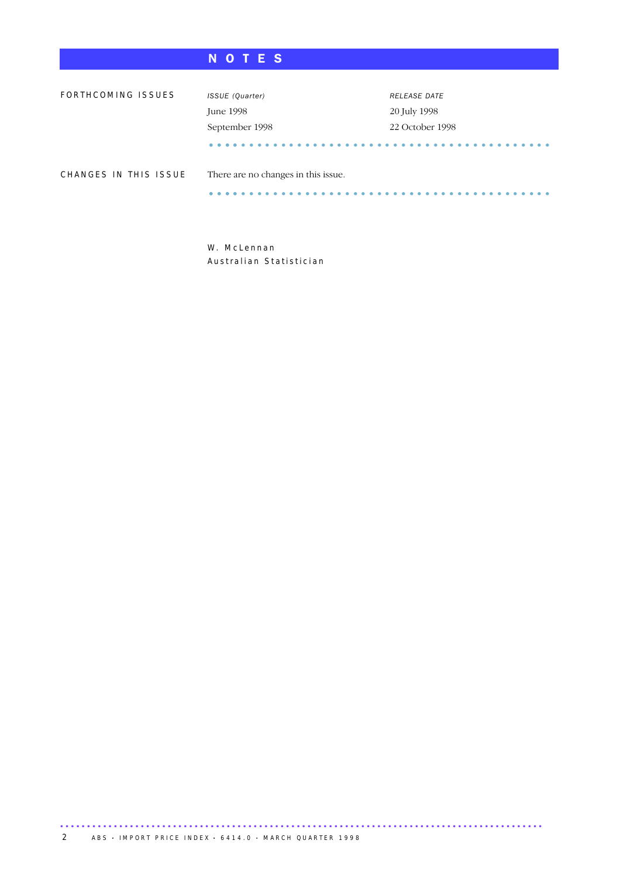# NOTES

## FORTHCOMING ISSUES

| *ISSUE (Quarter)* | *RELEASE DATE* |
|---|---|
| June 1998 | 20 July 1998 |
| September 1998 | 22 October 1998 |

## CHANGES IN THIS ISSUE

There are no changes in this issue.

W. McLennan
Australian Statistician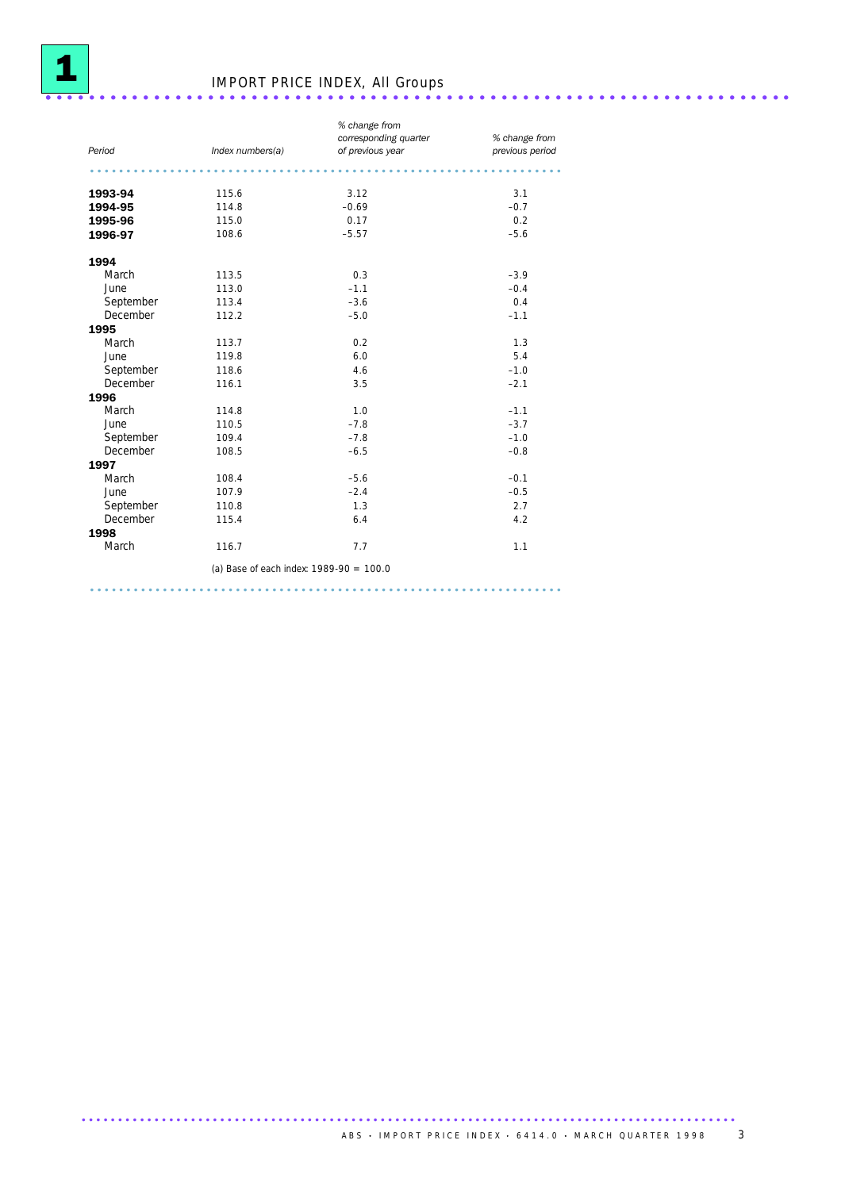# 1 IMPORT PRICE INDEX, All Groups

| Period | Index numbers(a) | % change from corresponding quarter of previous year | % change from previous period |
|---|---|---|---|
| **1993-94** | 115.6 | 3.12 | 3.1 |
| **1994-95** | 114.8 | −0.69 | −0.7 |
| **1995-96** | 115.0 | 0.17 | 0.2 |
| **1996-97** | 108.6 | −5.57 | −5.6 |
| **1994** | | | |
| March | 113.5 | 0.3 | −3.9 |
| June | 113.0 | −1.1 | −0.4 |
| September | 113.4 | −3.6 | 0.4 |
| December | 112.2 | −5.0 | −1.1 |
| **1995** | | | |
| March | 113.7 | 0.2 | 1.3 |
| June | 119.8 | 6.0 | 5.4 |
| September | 118.6 | 4.6 | −1.0 |
| December | 116.1 | 3.5 | −2.1 |
| **1996** | | | |
| March | 114.8 | 1.0 | −1.1 |
| June | 110.5 | −7.8 | −3.7 |
| September | 109.4 | −7.8 | −1.0 |
| December | 108.5 | −6.5 | −0.8 |
| **1997** | | | |
| March | 108.4 | −5.6 | −0.1 |
| June | 107.9 | −2.4 | −0.5 |
| September | 110.8 | 1.3 | 2.7 |
| December | 115.4 | 6.4 | 4.2 |
| **1998** | | | |
| March | 116.7 | 7.7 | 1.1 |

(a) Base of each index: 1989-90 = 100.0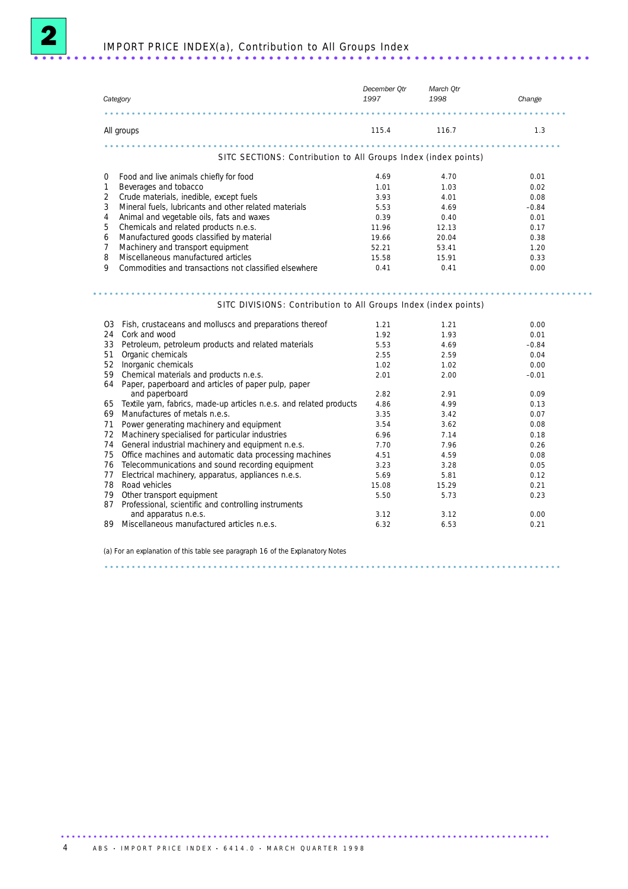## 2 IMPORT PRICE INDEX(a), Contribution to All Groups Index

| Category | December Qtr 1997 | March Qtr 1998 | Change |
|---|---|---|---|
| All groups | 115.4 | 116.7 | 1.3 |
| **SITC SECTIONS: Contribution to All Groups Index (index points)** | | | |
| 0 Food and live animals chiefly for food | 4.69 | 4.70 | 0.01 |
| 1 Beverages and tobacco | 1.01 | 1.03 | 0.02 |
| 2 Crude materials, inedible, except fuels | 3.93 | 4.01 | 0.08 |
| 3 Mineral fuels, lubricants and other related materials | 5.53 | 4.69 | –0.84 |
| 4 Animal and vegetable oils, fats and waxes | 0.39 | 0.40 | 0.01 |
| 5 Chemicals and related products n.e.s. | 11.96 | 12.13 | 0.17 |
| 6 Manufactured goods classified by material | 19.66 | 20.04 | 0.38 |
| 7 Machinery and transport equipment | 52.21 | 53.41 | 1.20 |
| 8 Miscellaneous manufactured articles | 15.58 | 15.91 | 0.33 |
| 9 Commodities and transactions not classified elsewhere | 0.41 | 0.41 | 0.00 |
| **SITC DIVISIONS: Contribution to All Groups Index (index points)** | | | |
| 03 Fish, crustaceans and molluscs and preparations thereof | 1.21 | 1.21 | 0.00 |
| 24 Cork and wood | 1.92 | 1.93 | 0.01 |
| 33 Petroleum, petroleum products and related materials | 5.53 | 4.69 | –0.84 |
| 51 Organic chemicals | 2.55 | 2.59 | 0.04 |
| 52 Inorganic chemicals | 1.02 | 1.02 | 0.00 |
| 59 Chemical materials and products n.e.s. | 2.01 | 2.00 | –0.01 |
| 64 Paper, paperboard and articles of paper pulp, paper and paperboard | 2.82 | 2.91 | 0.09 |
| 65 Textile yarn, fabrics, made-up articles n.e.s. and related products | 4.86 | 4.99 | 0.13 |
| 69 Manufactures of metals n.e.s. | 3.35 | 3.42 | 0.07 |
| 71 Power generating machinery and equipment | 3.54 | 3.62 | 0.08 |
| 72 Machinery specialised for particular industries | 6.96 | 7.14 | 0.18 |
| 74 General industrial machinery and equipment n.e.s. | 7.70 | 7.96 | 0.26 |
| 75 Office machines and automatic data processing machines | 4.51 | 4.59 | 0.08 |
| 76 Telecommunications and sound recording equipment | 3.23 | 3.28 | 0.05 |
| 77 Electrical machinery, apparatus, appliances n.e.s. | 5.69 | 5.81 | 0.12 |
| 78 Road vehicles | 15.08 | 15.29 | 0.21 |
| 79 Other transport equipment | 5.50 | 5.73 | 0.23 |
| 87 Professional, scientific and controlling instruments and apparatus n.e.s. | 3.12 | 3.12 | 0.00 |
| 89 Miscellaneous manufactured articles n.e.s. | 6.32 | 6.53 | 0.21 |

(a) For an explanation of this table see paragraph 16 of the Explanatory Notes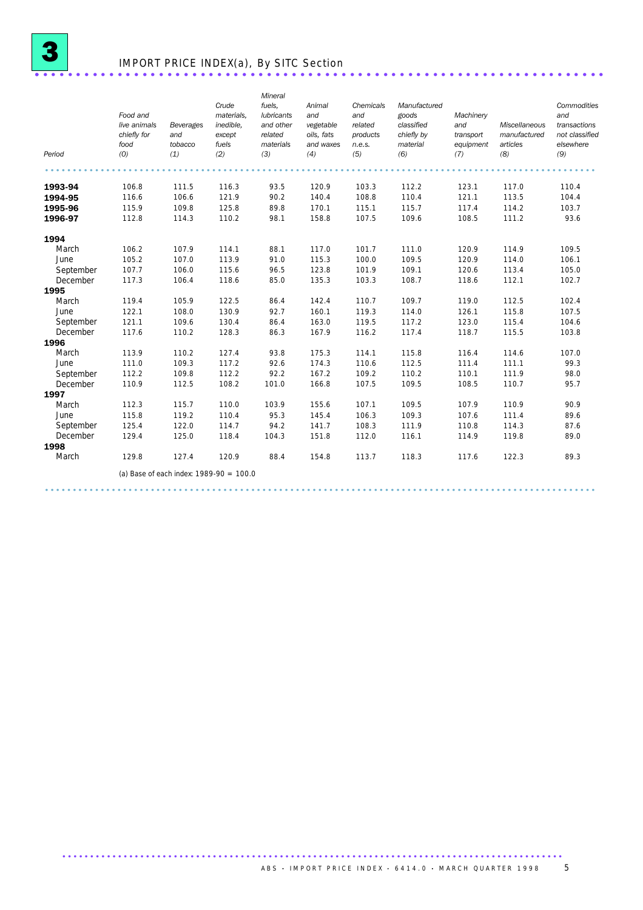# 3 IMPORT PRICE INDEX(a), By SITC Section

| Period | Food and live animals chiefly for food (0) | Beverages and tobacco (1) | Crude materials, inedible, except fuels (2) | Mineral fuels, lubricants and other related materials (3) | Animal and vegetable oils, fats and waxes (4) | Chemicals and related products n.e.s. (5) | Manufactured goods classified chiefly by material (6) | Machinery and transport equipment (7) | Miscellaneous manufactured articles (8) | Commodities and transactions not classified elsewhere (9) |
|---|---|---|---|---|---|---|---|---|---|---|
| **1993-94** | 106.8 | 111.5 | 116.3 | 93.5 | 120.9 | 103.3 | 112.2 | 123.1 | 117.0 | 110.4 |
| **1994-95** | 116.6 | 106.6 | 121.9 | 90.2 | 140.4 | 108.8 | 110.4 | 121.1 | 113.5 | 104.4 |
| **1995-96** | 115.9 | 109.8 | 125.8 | 89.8 | 170.1 | 115.1 | 115.7 | 117.4 | 114.2 | 103.7 |
| **1996-97** | 112.8 | 114.3 | 110.2 | 98.1 | 158.8 | 107.5 | 109.6 | 108.5 | 111.2 | 93.6 |
| **1994** | | | | | | | | | | |
| March | 106.2 | 107.9 | 114.1 | 88.1 | 117.0 | 101.7 | 111.0 | 120.9 | 114.9 | 109.5 |
| June | 105.2 | 107.0 | 113.9 | 91.0 | 115.3 | 100.0 | 109.5 | 120.9 | 114.0 | 106.1 |
| September | 107.7 | 106.0 | 115.6 | 96.5 | 123.8 | 101.9 | 109.1 | 120.6 | 113.4 | 105.0 |
| December | 117.3 | 106.4 | 118.6 | 85.0 | 135.3 | 103.3 | 108.7 | 118.6 | 112.1 | 102.7 |
| **1995** | | | | | | | | | | |
| March | 119.4 | 105.9 | 122.5 | 86.4 | 142.4 | 110.7 | 109.7 | 119.0 | 112.5 | 102.4 |
| June | 122.1 | 108.0 | 130.9 | 92.7 | 160.1 | 119.3 | 114.0 | 126.1 | 115.8 | 107.5 |
| September | 121.1 | 109.6 | 130.4 | 86.4 | 163.0 | 119.5 | 117.2 | 123.0 | 115.4 | 104.6 |
| December | 117.6 | 110.2 | 128.3 | 86.3 | 167.9 | 116.2 | 117.4 | 118.7 | 115.5 | 103.8 |
| **1996** | | | | | | | | | | |
| March | 113.9 | 110.2 | 127.4 | 93.8 | 175.3 | 114.1 | 115.8 | 116.4 | 114.6 | 107.0 |
| June | 111.0 | 109.3 | 117.2 | 92.6 | 174.3 | 110.6 | 112.5 | 111.4 | 111.1 | 99.3 |
| September | 112.2 | 109.8 | 112.2 | 92.2 | 167.2 | 109.2 | 110.2 | 110.1 | 111.9 | 98.0 |
| December | 110.9 | 112.5 | 108.2 | 101.0 | 166.8 | 107.5 | 109.5 | 108.5 | 110.7 | 95.7 |
| **1997** | | | | | | | | | | |
| March | 112.3 | 115.7 | 110.0 | 103.9 | 155.6 | 107.1 | 109.5 | 107.9 | 110.9 | 90.9 |
| June | 115.8 | 119.2 | 110.4 | 95.3 | 145.4 | 106.3 | 109.3 | 107.6 | 111.4 | 89.6 |
| September | 125.4 | 122.0 | 114.7 | 94.2 | 141.7 | 108.3 | 111.9 | 110.8 | 114.3 | 87.6 |
| December | 129.4 | 125.0 | 118.4 | 104.3 | 151.8 | 112.0 | 116.1 | 114.9 | 119.8 | 89.0 |
| **1998** | | | | | | | | | | |
| March | 129.8 | 127.4 | 120.9 | 88.4 | 154.8 | 113.7 | 118.3 | 117.6 | 122.3 | 89.3 |

(a) Base of each index: 1989-90 = 100.0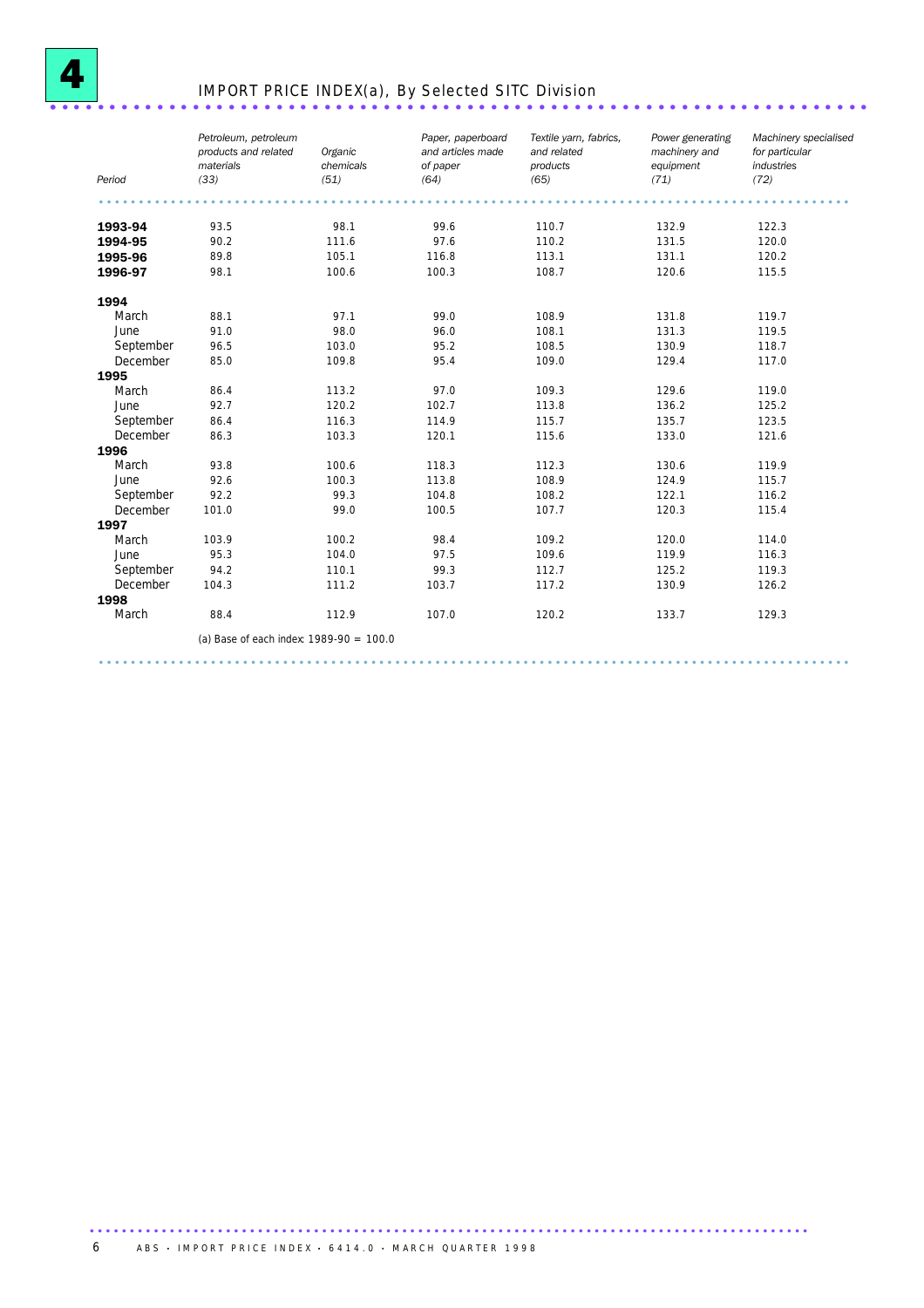# 4 IMPORT PRICE INDEX(a), By Selected SITC Division

| Period | Petroleum, petroleum products and related materials (33) | Organic chemicals (51) | Paper, paperboard and articles made of paper (64) | Textile yarn, fabrics, and related products (65) | Power generating machinery and equipment (71) | Machinery specialised for particular industries (72) |
|---|---|---|---|---|---|---|
| **1993-94** | 93.5 | 98.1 | 99.6 | 110.7 | 132.9 | 122.3 |
| **1994-95** | 90.2 | 111.6 | 97.6 | 110.2 | 131.5 | 120.0 |
| **1995-96** | 89.8 | 105.1 | 116.8 | 113.1 | 131.1 | 120.2 |
| **1996-97** | 98.1 | 100.6 | 100.3 | 108.7 | 120.6 | 115.5 |
| **1994** | | | | | | |
| March | 88.1 | 97.1 | 99.0 | 108.9 | 131.8 | 119.7 |
| June | 91.0 | 98.0 | 96.0 | 108.1 | 131.3 | 119.5 |
| September | 96.5 | 103.0 | 95.2 | 108.5 | 130.9 | 118.7 |
| December | 85.0 | 109.8 | 95.4 | 109.0 | 129.4 | 117.0 |
| **1995** | | | | | | |
| March | 86.4 | 113.2 | 97.0 | 109.3 | 129.6 | 119.0 |
| June | 92.7 | 120.2 | 102.7 | 113.8 | 136.2 | 125.2 |
| September | 86.4 | 116.3 | 114.9 | 115.7 | 135.7 | 123.5 |
| December | 86.3 | 103.3 | 120.1 | 115.6 | 133.0 | 121.6 |
| **1996** | | | | | | |
| March | 93.8 | 100.6 | 118.3 | 112.3 | 130.6 | 119.9 |
| June | 92.6 | 100.3 | 113.8 | 108.9 | 124.9 | 115.7 |
| September | 92.2 | 99.3 | 104.8 | 108.2 | 122.1 | 116.2 |
| December | 101.0 | 99.0 | 100.5 | 107.7 | 120.3 | 115.4 |
| **1997** | | | | | | |
| March | 103.9 | 100.2 | 98.4 | 109.2 | 120.0 | 114.0 |
| June | 95.3 | 104.0 | 97.5 | 109.6 | 119.9 | 116.3 |
| September | 94.2 | 110.1 | 99.3 | 112.7 | 125.2 | 119.3 |
| December | 104.3 | 111.2 | 103.7 | 117.2 | 130.9 | 126.2 |
| **1998** | | | | | | |
| March | 88.4 | 112.9 | 107.0 | 120.2 | 133.7 | 129.3 |

(a) Base of each index: 1989-90 = 100.0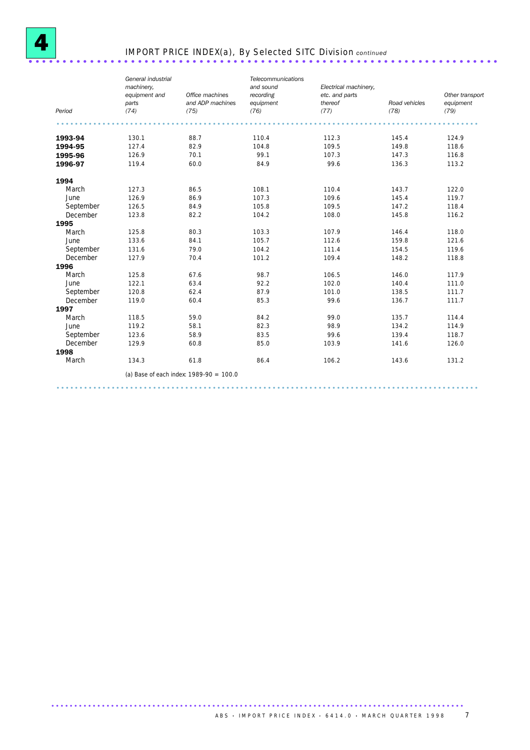# 4 IMPORT PRICE INDEX(a), By Selected SITC Division *continued*

| Period | General industrial machinery, equipment and parts (74) | Office machines and ADP machines (75) | Telecommunications and sound recording equipment (76) | Electrical machinery, etc. and parts thereof (77) | Road vehicles (78) | Other transport equipment (79) |
|---|---|---|---|---|---|---|
| **1993-94** | 130.1 | 88.7 | 110.4 | 112.3 | 145.4 | 124.9 |
| **1994-95** | 127.4 | 82.9 | 104.8 | 109.5 | 149.8 | 118.6 |
| **1995-96** | 126.9 | 70.1 | 99.1 | 107.3 | 147.3 | 116.8 |
| **1996-97** | 119.4 | 60.0 | 84.9 | 99.6 | 136.3 | 113.2 |
| **1994** | | | | | | |
| March | 127.3 | 86.5 | 108.1 | 110.4 | 143.7 | 122.0 |
| June | 126.9 | 86.9 | 107.3 | 109.6 | 145.4 | 119.7 |
| September | 126.5 | 84.9 | 105.8 | 109.5 | 147.2 | 118.4 |
| December | 123.8 | 82.2 | 104.2 | 108.0 | 145.8 | 116.2 |
| **1995** | | | | | | |
| March | 125.8 | 80.3 | 103.3 | 107.9 | 146.4 | 118.0 |
| June | 133.6 | 84.1 | 105.7 | 112.6 | 159.8 | 121.6 |
| September | 131.6 | 79.0 | 104.2 | 111.4 | 154.5 | 119.6 |
| December | 127.9 | 70.4 | 101.2 | 109.4 | 148.2 | 118.8 |
| **1996** | | | | | | |
| March | 125.8 | 67.6 | 98.7 | 106.5 | 146.0 | 117.9 |
| June | 122.1 | 63.4 | 92.2 | 102.0 | 140.4 | 111.0 |
| September | 120.8 | 62.4 | 87.9 | 101.0 | 138.5 | 111.7 |
| December | 119.0 | 60.4 | 85.3 | 99.6 | 136.7 | 111.7 |
| **1997** | | | | | | |
| March | 118.5 | 59.0 | 84.2 | 99.0 | 135.7 | 114.4 |
| June | 119.2 | 58.1 | 82.3 | 98.9 | 134.2 | 114.9 |
| September | 123.6 | 58.9 | 83.5 | 99.6 | 139.4 | 118.7 |
| December | 129.9 | 60.8 | 85.0 | 103.9 | 141.6 | 126.0 |
| **1998** | | | | | | |
| March | 134.3 | 61.8 | 86.4 | 106.2 | 143.6 | 131.2 |

(a) Base of each index: 1989-90 = 100.0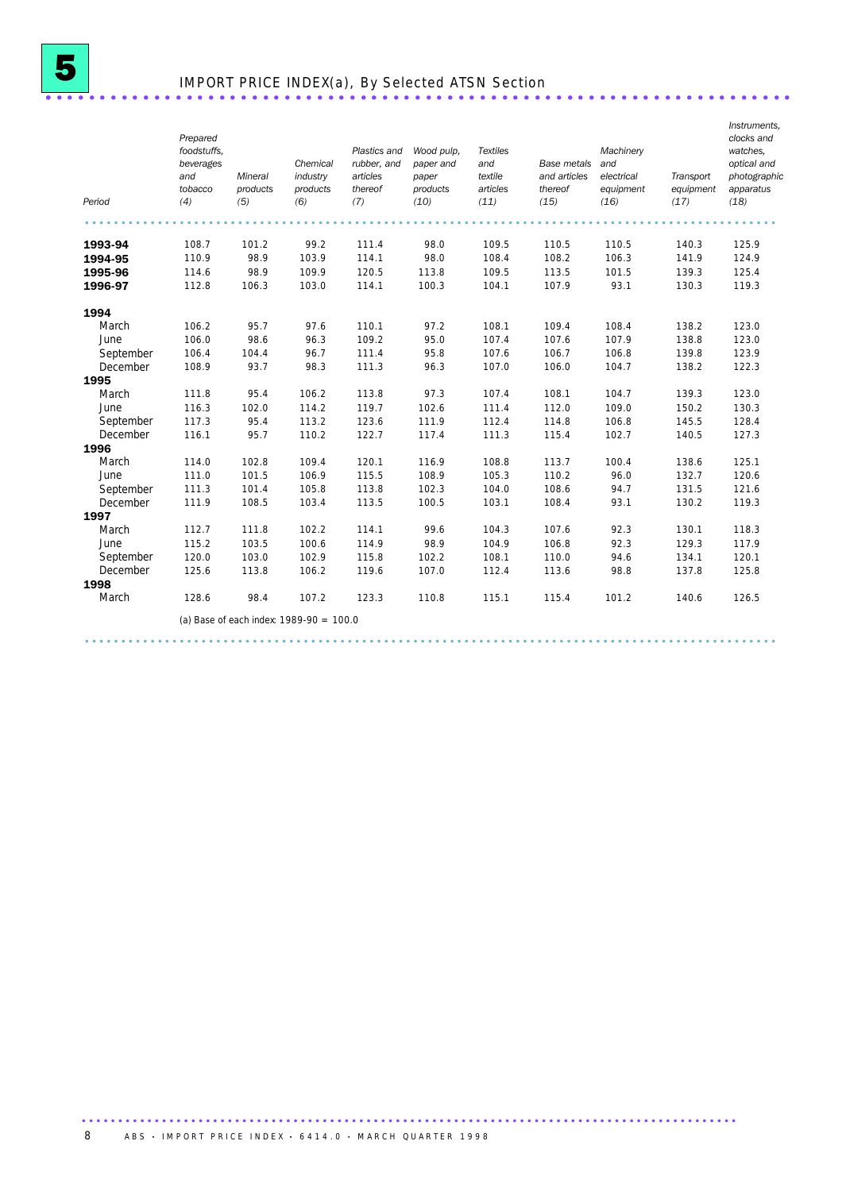# 5 IMPORT PRICE INDEX(a), By Selected ATSN Section

| *Period* | *Prepared foodstuffs, beverages and tobacco (4)* | *Mineral products (5)* | *Chemical industry products (6)* | *Plastics and rubber, and articles thereof (7)* | *Wood pulp, paper and paper products (10)* | *Textiles and textile articles (11)* | *Base metals and articles thereof (15)* | *Machinery and electrical equipment (16)* | *Transport equipment (17)* | *Instruments, clocks and watches, optical and photographic apparatus (18)* |
|---|---|---|---|---|---|---|---|---|---|---|
| **1993-94** | 108.7 | 101.2 | 99.2 | 111.4 | 98.0 | 109.5 | 110.5 | 110.5 | 140.3 | 125.9 |
| **1994-95** | 110.9 | 98.9 | 103.9 | 114.1 | 98.0 | 108.4 | 108.2 | 106.3 | 141.9 | 124.9 |
| **1995-96** | 114.6 | 98.9 | 109.9 | 120.5 | 113.8 | 109.5 | 113.5 | 101.5 | 139.3 | 125.4 |
| **1996-97** | 112.8 | 106.3 | 103.0 | 114.1 | 100.3 | 104.1 | 107.9 | 93.1 | 130.3 | 119.3 |
| **1994** | | | | | | | | | | |
| March | 106.2 | 95.7 | 97.6 | 110.1 | 97.2 | 108.1 | 109.4 | 108.4 | 138.2 | 123.0 |
| June | 106.0 | 98.6 | 96.3 | 109.2 | 95.0 | 107.4 | 107.6 | 107.9 | 138.8 | 123.0 |
| September | 106.4 | 104.4 | 96.7 | 111.4 | 95.8 | 107.6 | 106.7 | 106.8 | 139.8 | 123.9 |
| December | 108.9 | 93.7 | 98.3 | 111.3 | 96.3 | 107.0 | 106.0 | 104.7 | 138.2 | 122.3 |
| **1995** | | | | | | | | | | |
| March | 111.8 | 95.4 | 106.2 | 113.8 | 97.3 | 107.4 | 108.1 | 104.7 | 139.3 | 123.0 |
| June | 116.3 | 102.0 | 114.2 | 119.7 | 102.6 | 111.4 | 112.0 | 109.0 | 150.2 | 130.3 |
| September | 117.3 | 95.4 | 113.2 | 123.6 | 111.9 | 112.4 | 114.8 | 106.8 | 145.5 | 128.4 |
| December | 116.1 | 95.7 | 110.2 | 122.7 | 117.4 | 111.3 | 115.4 | 102.7 | 140.5 | 127.3 |
| **1996** | | | | | | | | | | |
| March | 114.0 | 102.8 | 109.4 | 120.1 | 116.9 | 108.8 | 113.7 | 100.4 | 138.6 | 125.1 |
| June | 111.0 | 101.5 | 106.9 | 115.5 | 108.9 | 105.3 | 110.2 | 96.0 | 132.7 | 120.6 |
| September | 111.3 | 101.4 | 105.8 | 113.8 | 102.3 | 104.0 | 108.6 | 94.7 | 131.5 | 121.6 |
| December | 111.9 | 108.5 | 103.4 | 113.5 | 100.5 | 103.1 | 108.4 | 93.1 | 130.2 | 119.3 |
| **1997** | | | | | | | | | | |
| March | 112.7 | 111.8 | 102.2 | 114.1 | 99.6 | 104.3 | 107.6 | 92.3 | 130.1 | 118.3 |
| June | 115.2 | 103.5 | 100.6 | 114.9 | 98.9 | 104.9 | 106.8 | 92.3 | 129.3 | 117.9 |
| September | 120.0 | 103.0 | 102.9 | 115.8 | 102.2 | 108.1 | 110.0 | 94.6 | 134.1 | 120.1 |
| December | 125.6 | 113.8 | 106.2 | 119.6 | 107.0 | 112.4 | 113.6 | 98.8 | 137.8 | 125.8 |
| **1998** | | | | | | | | | | |
| March | 128.6 | 98.4 | 107.2 | 123.3 | 110.8 | 115.1 | 115.4 | 101.2 | 140.6 | 126.5 |

(a) Base of each index: 1989-90 = 100.0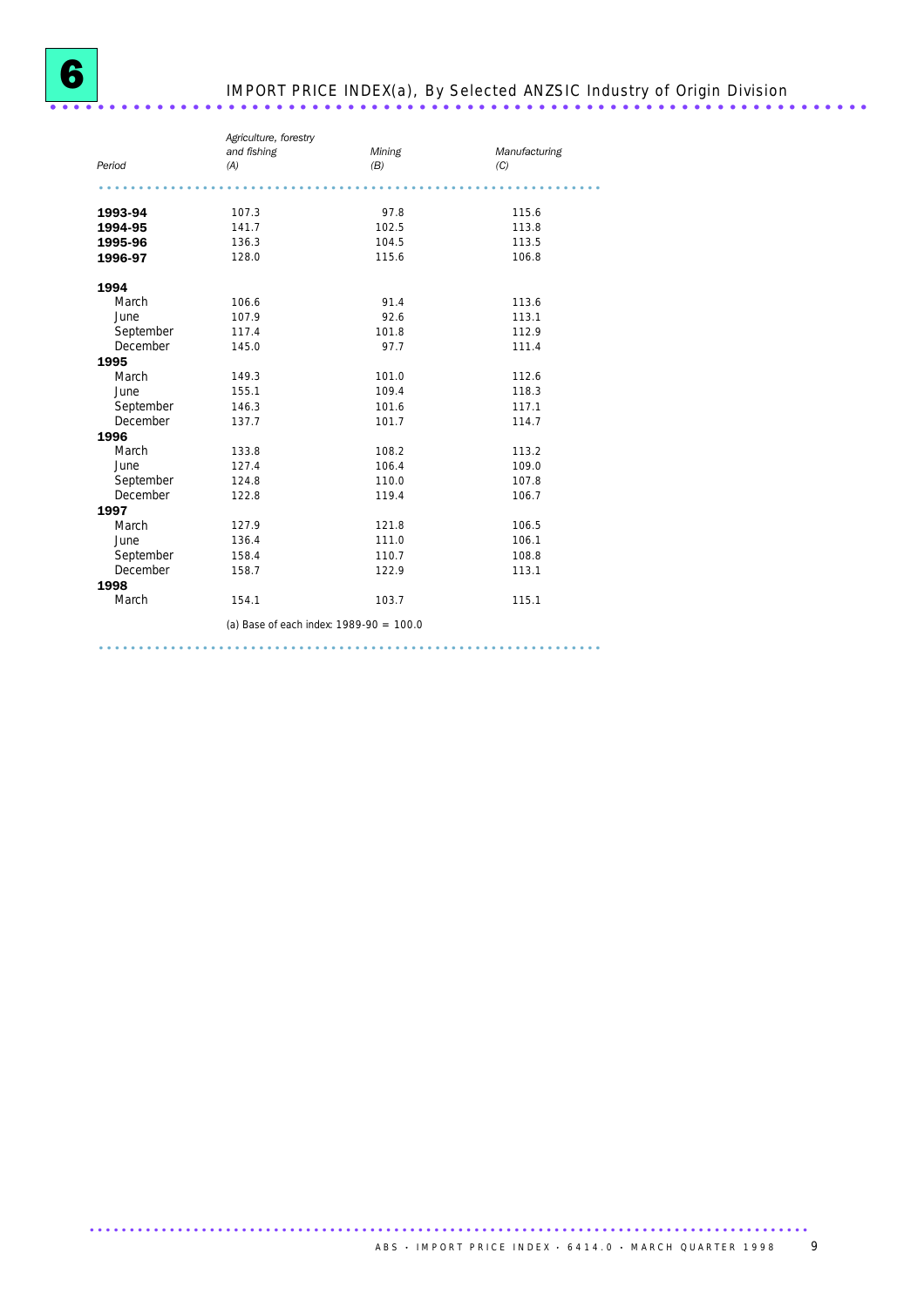# 6 IMPORT PRICE INDEX(a), By Selected ANZSIC Industry of Origin Division

| Period | *Agriculture, forestry and fishing (A)* | *Mining (B)* | *Manufacturing (C)* |
|---|---|---|---|
| **1993-94** | 107.3 | 97.8 | 115.6 |
| **1994-95** | 141.7 | 102.5 | 113.8 |
| **1995-96** | 136.3 | 104.5 | 113.5 |
| **1996-97** | 128.0 | 115.6 | 106.8 |
| **1994** | | | |
| March | 106.6 | 91.4 | 113.6 |
| June | 107.9 | 92.6 | 113.1 |
| September | 117.4 | 101.8 | 112.9 |
| December | 145.0 | 97.7 | 111.4 |
| **1995** | | | |
| March | 149.3 | 101.0 | 112.6 |
| June | 155.1 | 109.4 | 118.3 |
| September | 146.3 | 101.6 | 117.1 |
| December | 137.7 | 101.7 | 114.7 |
| **1996** | | | |
| March | 133.8 | 108.2 | 113.2 |
| June | 127.4 | 106.4 | 109.0 |
| September | 124.8 | 110.0 | 107.8 |
| December | 122.8 | 119.4 | 106.7 |
| **1997** | | | |
| March | 127.9 | 121.8 | 106.5 |
| June | 136.4 | 111.0 | 106.1 |
| September | 158.4 | 110.7 | 108.8 |
| December | 158.7 | 122.9 | 113.1 |
| **1998** | | | |
| March | 154.1 | 103.7 | 115.1 |

(a) Base of each index: 1989-90 = 100.0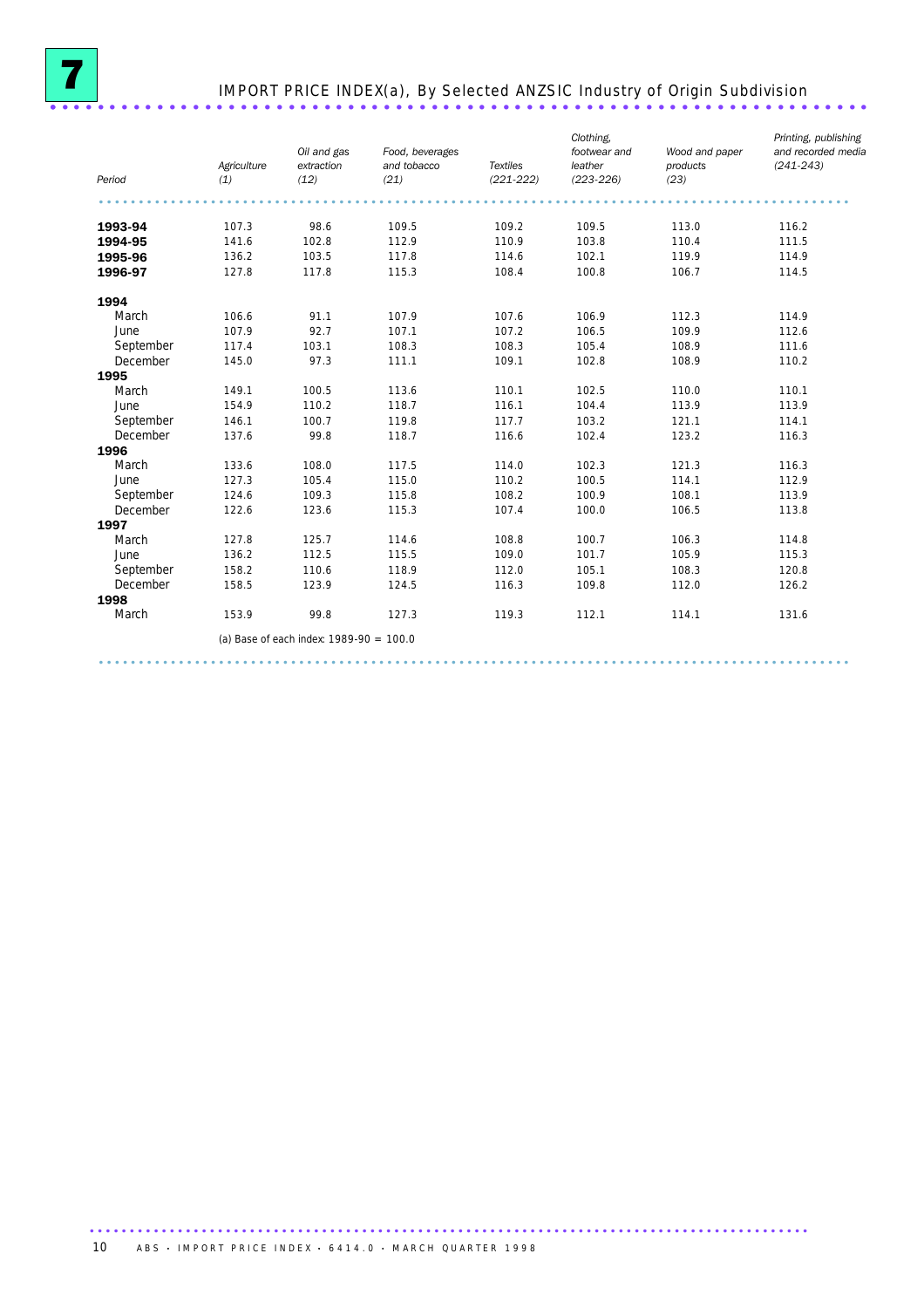# 7 IMPORT PRICE INDEX(a), By Selected ANZSIC Industry of Origin Subdivision

| Period | Agriculture (1) | Oil and gas extraction (12) | Food, beverages and tobacco (21) | Textiles (221-222) | Clothing, footwear and leather (223-226) | Wood and paper products (23) | Printing, publishing and recorded media (241-243) |
|---|---|---|---|---|---|---|---|
| **1993-94** | 107.3 | 98.6 | 109.5 | 109.2 | 109.5 | 113.0 | 116.2 |
| **1994-95** | 141.6 | 102.8 | 112.9 | 110.9 | 103.8 | 110.4 | 111.5 |
| **1995-96** | 136.2 | 103.5 | 117.8 | 114.6 | 102.1 | 119.9 | 114.9 |
| **1996-97** | 127.8 | 117.8 | 115.3 | 108.4 | 100.8 | 106.7 | 114.5 |
| **1994** | | | | | | | |
| March | 106.6 | 91.1 | 107.9 | 107.6 | 106.9 | 112.3 | 114.9 |
| June | 107.9 | 92.7 | 107.1 | 107.2 | 106.5 | 109.9 | 112.6 |
| September | 117.4 | 103.1 | 108.3 | 108.3 | 105.4 | 108.9 | 111.6 |
| December | 145.0 | 97.3 | 111.1 | 109.1 | 102.8 | 108.9 | 110.2 |
| **1995** | | | | | | | |
| March | 149.1 | 100.5 | 113.6 | 110.1 | 102.5 | 110.0 | 110.1 |
| June | 154.9 | 110.2 | 118.7 | 116.1 | 104.4 | 113.9 | 113.9 |
| September | 146.1 | 100.7 | 119.8 | 117.7 | 103.2 | 121.1 | 114.1 |
| December | 137.6 | 99.8 | 118.7 | 116.6 | 102.4 | 123.2 | 116.3 |
| **1996** | | | | | | | |
| March | 133.6 | 108.0 | 117.5 | 114.0 | 102.3 | 121.3 | 116.3 |
| June | 127.3 | 105.4 | 115.0 | 110.2 | 100.5 | 114.1 | 112.9 |
| September | 124.6 | 109.3 | 115.8 | 108.2 | 100.9 | 108.1 | 113.9 |
| December | 122.6 | 123.6 | 115.3 | 107.4 | 100.0 | 106.5 | 113.8 |
| **1997** | | | | | | | |
| March | 127.8 | 125.7 | 114.6 | 108.8 | 100.7 | 106.3 | 114.8 |
| June | 136.2 | 112.5 | 115.5 | 109.0 | 101.7 | 105.9 | 115.3 |
| September | 158.2 | 110.6 | 118.9 | 112.0 | 105.1 | 108.3 | 120.8 |
| December | 158.5 | 123.9 | 124.5 | 116.3 | 109.8 | 112.0 | 126.2 |
| **1998** | | | | | | | |
| March | 153.9 | 99.8 | 127.3 | 119.3 | 112.1 | 114.1 | 131.6 |

(a) Base of each index: 1989-90 = 100.0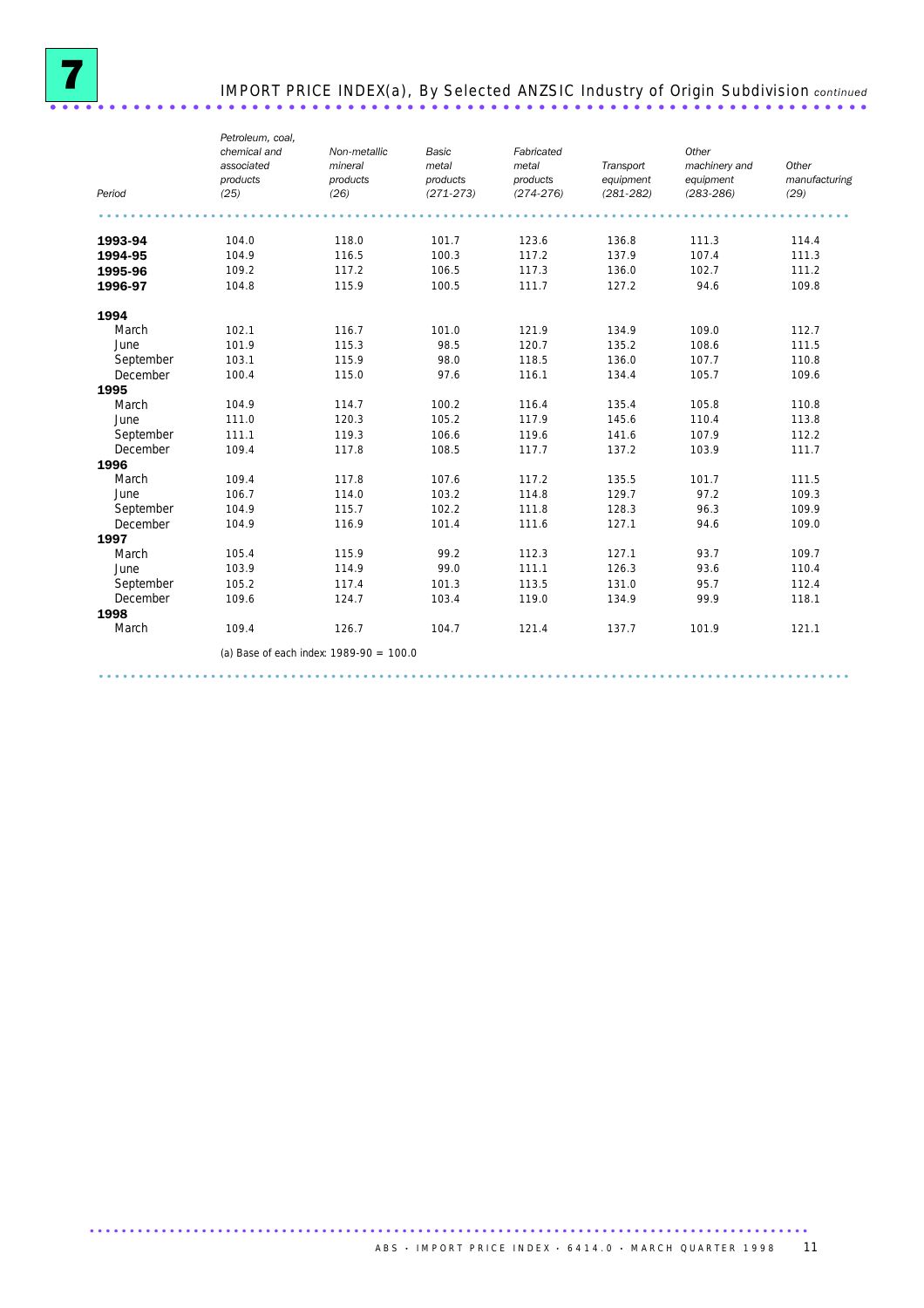# 7 IMPORT PRICE INDEX(a), By Selected ANZSIC Industry of Origin Subdivision *continued*

| Period | *Petroleum, coal, chemical and associated products (25)* | *Non-metallic mineral products (26)* | *Basic metal products (271-273)* | *Fabricated metal products (274-276)* | *Transport equipment (281-282)* | *Other machinery and equipment (283-286)* | *Other manufacturing (29)* |
|---|---|---|---|---|---|---|---|
| **1993-94** | 104.0 | 118.0 | 101.7 | 123.6 | 136.8 | 111.3 | 114.4 |
| **1994-95** | 104.9 | 116.5 | 100.3 | 117.2 | 137.9 | 107.4 | 111.3 |
| **1995-96** | 109.2 | 117.2 | 106.5 | 117.3 | 136.0 | 102.7 | 111.2 |
| **1996-97** | 104.8 | 115.9 | 100.5 | 111.7 | 127.2 | 94.6 | 109.8 |
| **1994** | | | | | | | |
| March | 102.1 | 116.7 | 101.0 | 121.9 | 134.9 | 109.0 | 112.7 |
| June | 101.9 | 115.3 | 98.5 | 120.7 | 135.2 | 108.6 | 111.5 |
| September | 103.1 | 115.9 | 98.0 | 118.5 | 136.0 | 107.7 | 110.8 |
| December | 100.4 | 115.0 | 97.6 | 116.1 | 134.4 | 105.7 | 109.6 |
| **1995** | | | | | | | |
| March | 104.9 | 114.7 | 100.2 | 116.4 | 135.4 | 105.8 | 110.8 |
| June | 111.0 | 120.3 | 105.2 | 117.9 | 145.6 | 110.4 | 113.8 |
| September | 111.1 | 119.3 | 106.6 | 119.6 | 141.6 | 107.9 | 112.2 |
| December | 109.4 | 117.8 | 108.5 | 117.7 | 137.2 | 103.9 | 111.7 |
| **1996** | | | | | | | |
| March | 109.4 | 117.8 | 107.6 | 117.2 | 135.5 | 101.7 | 111.5 |
| June | 106.7 | 114.0 | 103.2 | 114.8 | 129.7 | 97.2 | 109.3 |
| September | 104.9 | 115.7 | 102.2 | 111.8 | 128.3 | 96.3 | 109.9 |
| December | 104.9 | 116.9 | 101.4 | 111.6 | 127.1 | 94.6 | 109.0 |
| **1997** | | | | | | | |
| March | 105.4 | 115.9 | 99.2 | 112.3 | 127.1 | 93.7 | 109.7 |
| June | 103.9 | 114.9 | 99.0 | 111.1 | 126.3 | 93.6 | 110.4 |
| September | 105.2 | 117.4 | 101.3 | 113.5 | 131.0 | 95.7 | 112.4 |
| December | 109.6 | 124.7 | 103.4 | 119.0 | 134.9 | 99.9 | 118.1 |
| **1998** | | | | | | | |
| March | 109.4 | 126.7 | 104.7 | 121.4 | 137.7 | 101.9 | 121.1 |

(a) Base of each index: 1989-90 = 100.0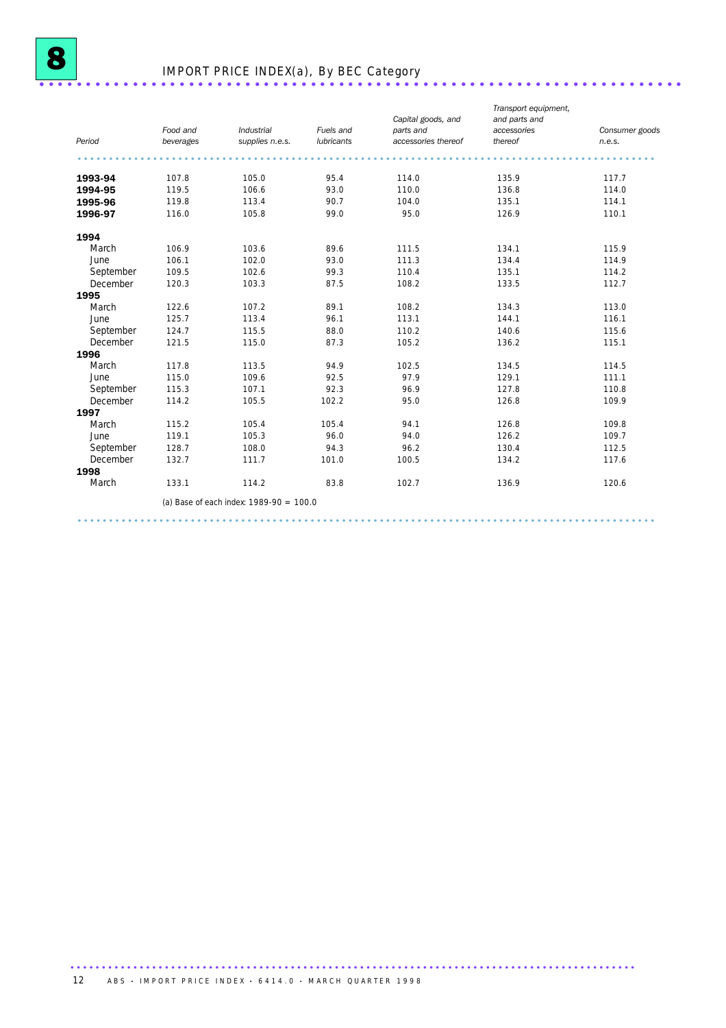# 8 IMPORT PRICE INDEX(a), By BEC Category

| Period | *Food and beverages* | *Industrial supplies n.e.s.* | *Fuels and lubricants* | *Capital goods, and parts and accessories thereof* | *Transport equipment, and parts and accessories thereof* | *Consumer goods n.e.s.* |
|---|---|---|---|---|---|---|
| **1993-94** | 107.8 | 105.0 | 95.4 | 114.0 | 135.9 | 117.7 |
| **1994-95** | 119.5 | 106.6 | 93.0 | 110.0 | 136.8 | 114.0 |
| **1995-96** | 119.8 | 113.4 | 90.7 | 104.0 | 135.1 | 114.1 |
| **1996-97** | 116.0 | 105.8 | 99.0 | 95.0 | 126.9 | 110.1 |
| **1994** | | | | | | |
| March | 106.9 | 103.6 | 89.6 | 111.5 | 134.1 | 115.9 |
| June | 106.1 | 102.0 | 93.0 | 111.3 | 134.4 | 114.9 |
| September | 109.5 | 102.6 | 99.3 | 110.4 | 135.1 | 114.2 |
| December | 120.3 | 103.3 | 87.5 | 108.2 | 133.5 | 112.7 |
| **1995** | | | | | | |
| March | 122.6 | 107.2 | 89.1 | 108.2 | 134.3 | 113.0 |
| June | 125.7 | 113.4 | 96.1 | 113.1 | 144.1 | 116.1 |
| September | 124.7 | 115.5 | 88.0 | 110.2 | 140.6 | 115.6 |
| December | 121.5 | 115.0 | 87.3 | 105.2 | 136.2 | 115.1 |
| **1996** | | | | | | |
| March | 117.8 | 113.5 | 94.9 | 102.5 | 134.5 | 114.5 |
| June | 115.0 | 109.6 | 92.5 | 97.9 | 129.1 | 111.1 |
| September | 115.3 | 107.1 | 92.3 | 96.9 | 127.8 | 110.8 |
| December | 114.2 | 105.5 | 102.2 | 95.0 | 126.8 | 109.9 |
| **1997** | | | | | | |
| March | 115.2 | 105.4 | 105.4 | 94.1 | 126.8 | 109.8 |
| June | 119.1 | 105.3 | 96.0 | 94.0 | 126.2 | 109.7 |
| September | 128.7 | 108.0 | 94.3 | 96.2 | 130.4 | 112.5 |
| December | 132.7 | 111.7 | 101.0 | 100.5 | 134.2 | 117.6 |
| **1998** | | | | | | |
| March | 133.1 | 114.2 | 83.8 | 102.7 | 136.9 | 120.6 |

(a) Base of each index: 1989-90 = 100.0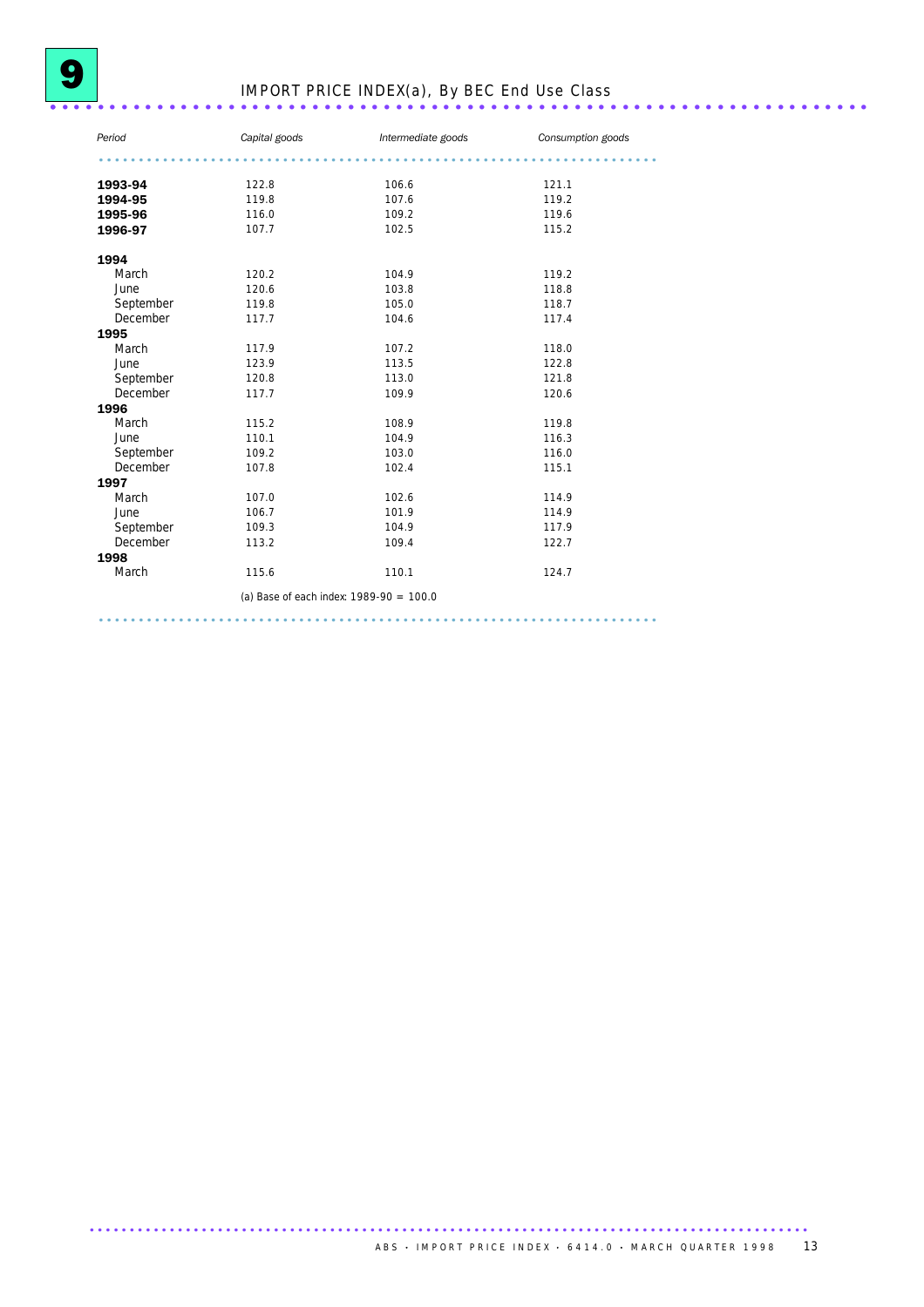## 9 IMPORT PRICE INDEX(a), By BEC End Use Class

| *Period* | *Capital goods* | *Intermediate goods* | *Consumption goods* |
|---|---|---|---|
| **1993-94** | 122.8 | 106.6 | 121.1 |
| **1994-95** | 119.8 | 107.6 | 119.2 |
| **1995-96** | 116.0 | 109.2 | 119.6 |
| **1996-97** | 107.7 | 102.5 | 115.2 |
| **1994** | | | |
| March | 120.2 | 104.9 | 119.2 |
| June | 120.6 | 103.8 | 118.8 |
| September | 119.8 | 105.0 | 118.7 |
| December | 117.7 | 104.6 | 117.4 |
| **1995** | | | |
| March | 117.9 | 107.2 | 118.0 |
| June | 123.9 | 113.5 | 122.8 |
| September | 120.8 | 113.0 | 121.8 |
| December | 117.7 | 109.9 | 120.6 |
| **1996** | | | |
| March | 115.2 | 108.9 | 119.8 |
| June | 110.1 | 104.9 | 116.3 |
| September | 109.2 | 103.0 | 116.0 |
| December | 107.8 | 102.4 | 115.1 |
| **1997** | | | |
| March | 107.0 | 102.6 | 114.9 |
| June | 106.7 | 101.9 | 114.9 |
| September | 109.3 | 104.9 | 117.9 |
| December | 113.2 | 109.4 | 122.7 |
| **1998** | | | |
| March | 115.6 | 110.1 | 124.7 |

(a) Base of each index: 1989-90 = 100.0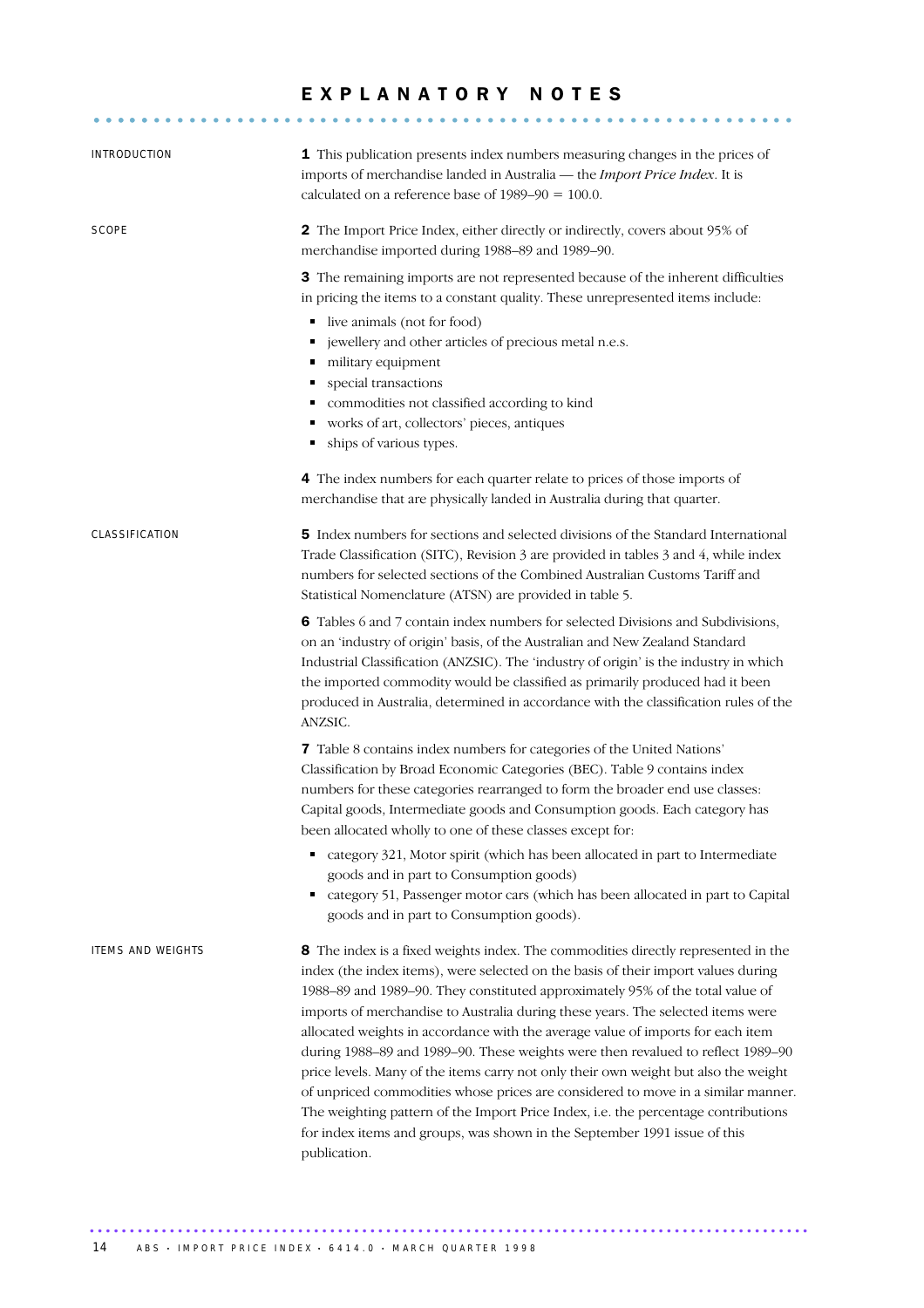# EXPLANATORY NOTES

## INTRODUCTION

**1** This publication presents index numbers measuring changes in the prices of imports of merchandise landed in Australia — the *Import Price Index*. It is calculated on a reference base of 1989–90 = 100.0.

## SCOPE

**2** The Import Price Index, either directly or indirectly, covers about 95% of merchandise imported during 1988–89 and 1989–90.

**3** The remaining imports are not represented because of the inherent difficulties in pricing the items to a constant quality. These unrepresented items include:

- live animals (not for food)
- jewellery and other articles of precious metal n.e.s.
- military equipment
- special transactions
- commodities not classified according to kind
- works of art, collectors' pieces, antiques
- ships of various types.

**4** The index numbers for each quarter relate to prices of those imports of merchandise that are physically landed in Australia during that quarter.

## CLASSIFICATION

**5** Index numbers for sections and selected divisions of the Standard International Trade Classification (SITC), Revision 3 are provided in tables 3 and 4, while index numbers for selected sections of the Combined Australian Customs Tariff and Statistical Nomenclature (ATSN) are provided in table 5.

**6** Tables 6 and 7 contain index numbers for selected Divisions and Subdivisions, on an 'industry of origin' basis, of the Australian and New Zealand Standard Industrial Classification (ANZSIC). The 'industry of origin' is the industry in which the imported commodity would be classified as primarily produced had it been produced in Australia, determined in accordance with the classification rules of the ANZSIC.

**7** Table 8 contains index numbers for categories of the United Nations' Classification by Broad Economic Categories (BEC). Table 9 contains index numbers for these categories rearranged to form the broader end use classes: Capital goods, Intermediate goods and Consumption goods. Each category has been allocated wholly to one of these classes except for:

- category 321, Motor spirit (which has been allocated in part to Intermediate goods and in part to Consumption goods)
- category 51, Passenger motor cars (which has been allocated in part to Capital goods and in part to Consumption goods).

## ITEMS AND WEIGHTS

**8** The index is a fixed weights index. The commodities directly represented in the index (the index items), were selected on the basis of their import values during 1988–89 and 1989–90. They constituted approximately 95% of the total value of imports of merchandise to Australia during these years. The selected items were allocated weights in accordance with the average value of imports for each item during 1988–89 and 1989–90. These weights were then revalued to reflect 1989–90 price levels. Many of the items carry not only their own weight but also the weight of unpriced commodities whose prices are considered to move in a similar manner. The weighting pattern of the Import Price Index, i.e. the percentage contributions for index items and groups, was shown in the September 1991 issue of this publication.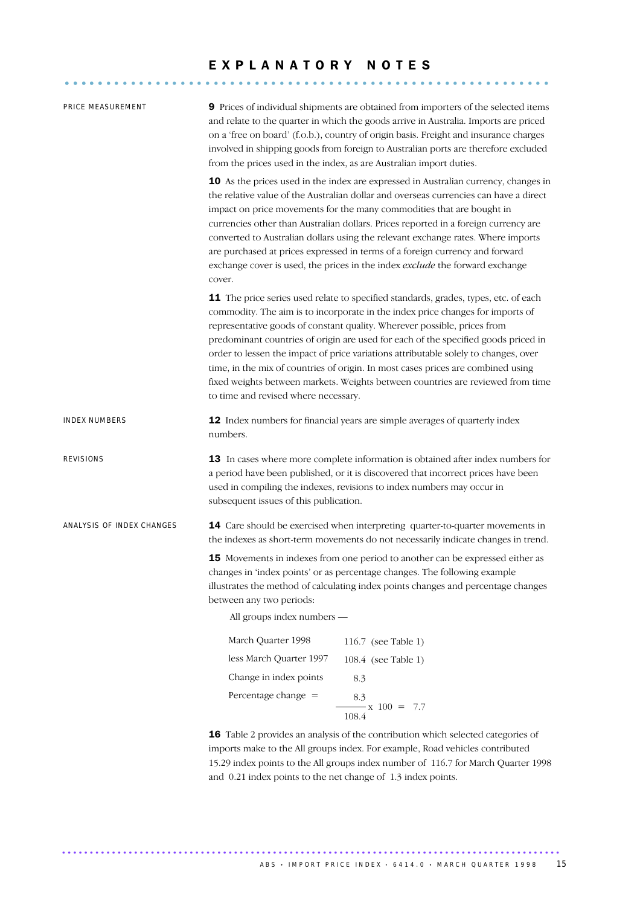# EXPLANATORY NOTES

## PRICE MEASUREMENT

**9** Prices of individual shipments are obtained from importers of the selected items and relate to the quarter in which the goods arrive in Australia. Imports are priced on a 'free on board' (f.o.b.), country of origin basis. Freight and insurance charges involved in shipping goods from foreign to Australian ports are therefore excluded from the prices used in the index, as are Australian import duties.

**10** As the prices used in the index are expressed in Australian currency, changes in the relative value of the Australian dollar and overseas currencies can have a direct impact on price movements for the many commodities that are bought in currencies other than Australian dollars. Prices reported in a foreign currency are converted to Australian dollars using the relevant exchange rates. Where imports are purchased at prices expressed in terms of a foreign currency and forward exchange cover is used, the prices in the index *exclude* the forward exchange cover.

**11** The price series used relate to specified standards, grades, types, etc. of each commodity. The aim is to incorporate in the index price changes for imports of representative goods of constant quality. Wherever possible, prices from predominant countries of origin are used for each of the specified goods priced in order to lessen the impact of price variations attributable solely to changes, over time, in the mix of countries of origin. In most cases prices are combined using fixed weights between markets. Weights between countries are reviewed from time to time and revised where necessary.

## INDEX NUMBERS

**12** Index numbers for financial years are simple averages of quarterly index numbers.

## REVISIONS

**13** In cases where more complete information is obtained after index numbers for a period have been published, or it is discovered that incorrect prices have been used in compiling the indexes, revisions to index numbers may occur in subsequent issues of this publication.

## ANALYSIS OF INDEX CHANGES

**14** Care should be exercised when interpreting quarter-to-quarter movements in the indexes as short-term movements do not necessarily indicate changes in trend.

**15** Movements in indexes from one period to another can be expressed either as changes in 'index points' or as percentage changes. The following example illustrates the method of calculating index points changes and percentage changes between any two periods:

All groups index numbers —

| | |
|---|---|
| March Quarter 1998 | 116.7 (see Table 1) |
| less March Quarter 1997 | 108.4 (see Table 1) |
| Change in index points | 8.3 |
| Percentage change = | $\frac{8.3}{108.4} \times 100 = 7.7$ |

**16** Table 2 provides an analysis of the contribution which selected categories of imports make to the All groups index. For example, Road vehicles contributed 15.29 index points to the All groups index number of 116.7 for March Quarter 1998 and 0.21 index points to the net change of 1.3 index points.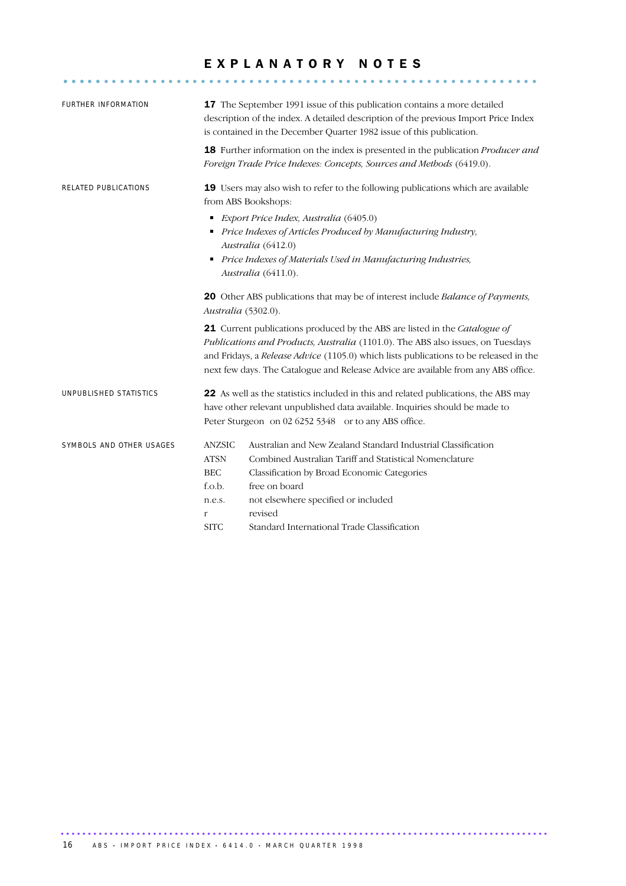# EXPLANATORY NOTES

FURTHER INFORMATION

**17** The September 1991 issue of this publication contains a more detailed description of the index. A detailed description of the previous Import Price Index is contained in the December Quarter 1982 issue of this publication.

**18** Further information on the index is presented in the publication *Producer and Foreign Trade Price Indexes: Concepts, Sources and Methods* (6419.0).

RELATED PUBLICATIONS

**19** Users may also wish to refer to the following publications which are available from ABS Bookshops:

- *Export Price Index, Australia* (6405.0)
- *Price Indexes of Articles Produced by Manufacturing Industry, Australia* (6412.0)
- *Price Indexes of Materials Used in Manufacturing Industries, Australia* (6411.0).

**20** Other ABS publications that may be of interest include *Balance of Payments, Australia* (5302.0).

**21** Current publications produced by the ABS are listed in the *Catalogue of Publications and Products, Australia* (1101.0). The ABS also issues, on Tuesdays and Fridays, a *Release Advice* (1105.0) which lists publications to be released in the next few days. The Catalogue and Release Advice are available from any ABS office.

UNPUBLISHED STATISTICS

**22** As well as the statistics included in this and related publications, the ABS may have other relevant unpublished data available. Inquiries should be made to Peter Sturgeon on 02 6252 5348 or to any ABS office.

SYMBOLS AND OTHER USAGES

| | |
|---|---|
| ANZSIC | Australian and New Zealand Standard Industrial Classification |
| ATSN | Combined Australian Tariff and Statistical Nomenclature |
| BEC | Classification by Broad Economic Categories |
| f.o.b. | free on board |
| n.e.s. | not elsewhere specified or included |
| r | revised |
| SITC | Standard International Trade Classification |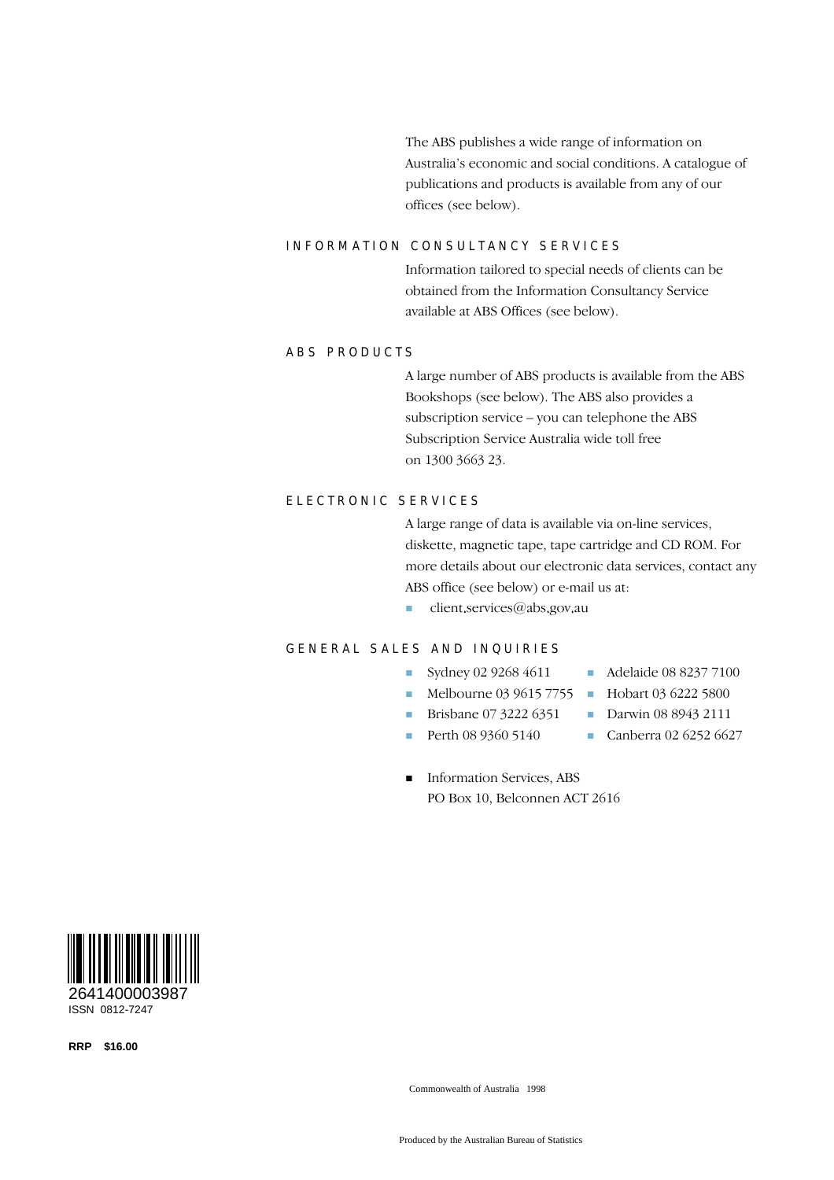The ABS publishes a wide range of information on Australia's economic and social conditions. A catalogue of publications and products is available from any of our offices (see below).

## INFORMATION CONSULTANCY SERVICES

Information tailored to special needs of clients can be obtained from the Information Consultancy Service available at ABS Offices (see below).

## ABS PRODUCTS

A large number of ABS products is available from the ABS Bookshops (see below). The ABS also provides a subscription service – you can telephone the ABS Subscription Service Australia wide toll free on 1300 3663 23.

## ELECTRONIC SERVICES

A large range of data is available via on-line services, diskette, magnetic tape, tape cartridge and CD ROM. For more details about our electronic data services, contact any ABS office (see below) or e-mail us at:

- client.services@abs.gov.au

## GENERAL SALES AND INQUIRIES

- Sydney 02 9268 4611
- Melbourne 03 9615 7755
- Brisbane 07 3222 6351
- Perth 08 9360 5140
- Adelaide 08 8237 7100
- Hobart 03 6222 5800
- Darwin 08 8943 2111
- Canberra 02 6252 6627

- Information Services, ABS
  PO Box 10, Belconnen ACT 2616

2641400003987
ISSN 0812-7247

**RRP $16.00**

Commonwealth of Australia 1998

Produced by the Australian Bureau of Statistics